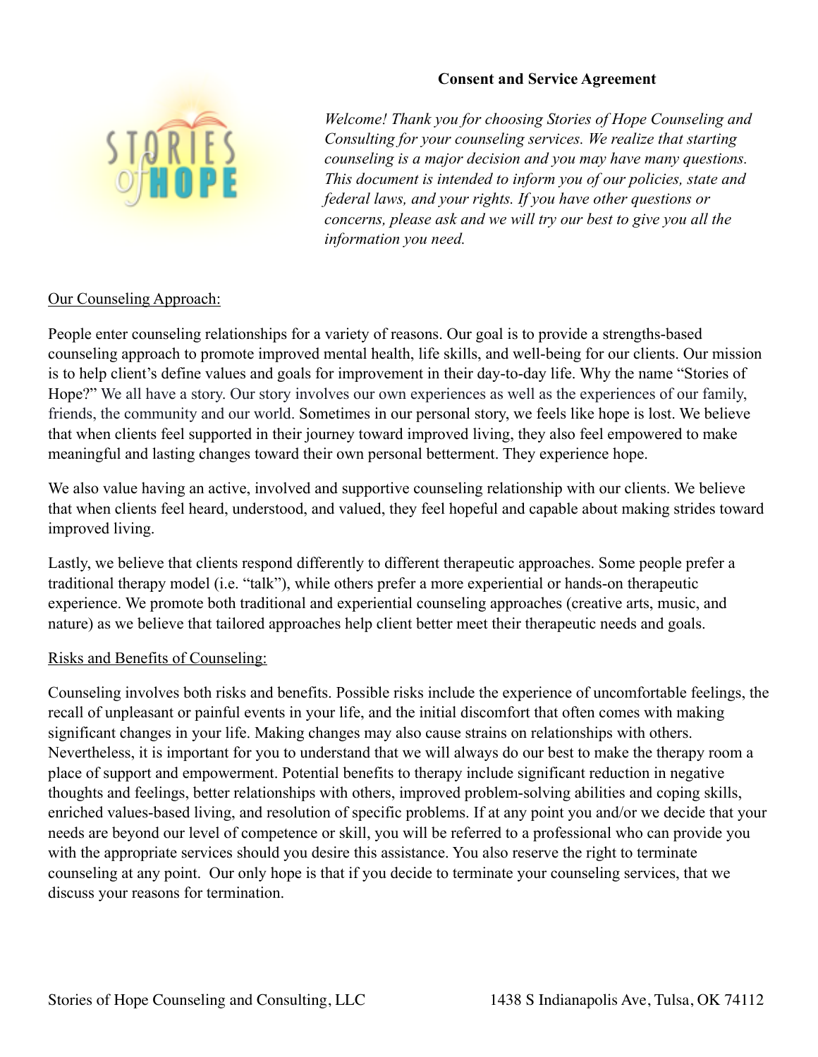**Consent and Service Agreement**

*Welcome! Thank you for choosing Stories of Hope Counseling and Consulting for your counseling services. We realize that starting counseling is a major decision and you may have many questions. This document is intended to inform you of our policies, state and federal laws, and your rights. If you have other questions or concerns, please ask and we will try our best to give you all the information you need.*

Our Counseling Approach:

People enter counseling relationships for a variety of reasons. Our goal is to provide a strengths-based counseling approach to promote improved mental health, life skills, and well-being for our clients. Our mission is to help client's define values and goals for improvement in their day-to-day life. Why the name "Stories of Hope?" We all have a story. Our story involves our own experiences as well as the experiences of our family, friends, the community and our world. Sometimes in our personal story, we feels like hope is lost. We believe that when clients feel supported in their journey toward improved living, they also feel empowered to make meaningful and lasting changes toward their own personal betterment. They experience hope.

We also value having an active, involved and supportive counseling relationship with our clients. We believe that when clients feel heard, understood, and valued, they feel hopeful and capable about making strides toward improved living.

Lastly, we believe that clients respond differently to different therapeutic approaches. Some people prefer a traditional therapy model (i.e. "talk"), while others prefer a more experiential or hands-on therapeutic experience. We promote both traditional and experiential counseling approaches (creative arts, music, and nature) as we believe that tailored approaches help client better meet their therapeutic needs and goals.

Risks and Benefits of Counseling:

Counseling involves both risks and benefits. Possible risks include the experience of uncomfortable feelings, the recall of unpleasant or painful events in your life, and the initial discomfort that often comes with making significant changes in your life. Making changes may also cause strains on relationships with others. Nevertheless, it is important for you to understand that we will always do our best to make the therapy room a place of support and empowerment. Potential benefits to therapy include significant reduction in negative thoughts and feelings, better relationships with others, improved problem-solving abilities and coping skills, enriched values-based living, and resolution of specific problems. If at any point you and/or we decide that your needs are beyond our level of competence or skill, you will be referred to a professional who can provide you with the appropriate services should you desire this assistance. You also reserve the right to terminate counseling at any point. Our only hope is that if you decide to terminate your counseling services, that we discuss your reasons for termination.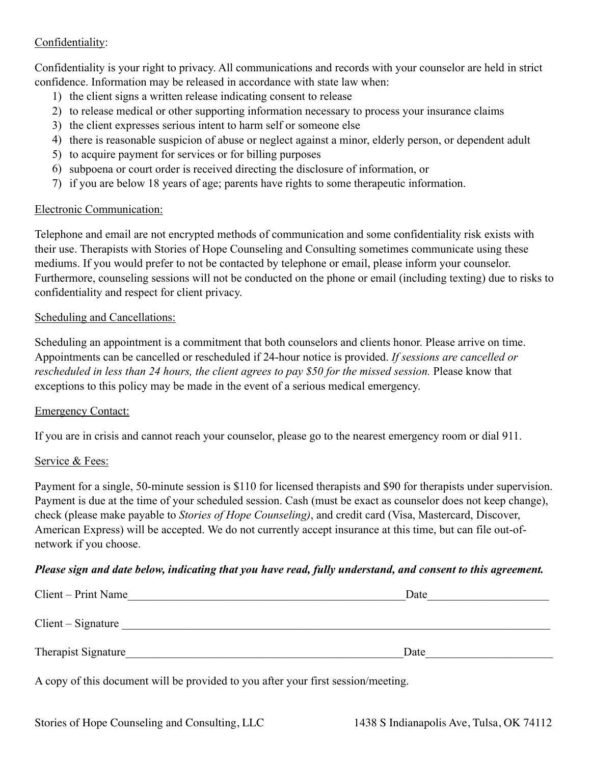Confidentiality:

Confidentiality is your right to privacy. All communications and records with your counselor are held in strict confidence. Information may be released in accordance with state law when:

1) the client signs a written release indicating consent to release
2) to release medical or other supporting information necessary to process your insurance claims
3) the client expresses serious intent to harm self or someone else
4) there is reasonable suspicion of abuse or neglect against a minor, elderly person, or dependent adult
5) to acquire payment for services or for billing purposes
6) subpoena or court order is received directing the disclosure of information, or
7) if you are below 18 years of age; parents have rights to some therapeutic information.

Electronic Communication:

Telephone and email are not encrypted methods of communication and some confidentiality risk exists with their use. Therapists with Stories of Hope Counseling and Consulting sometimes communicate using these mediums. If you would prefer to not be contacted by telephone or email, please inform your counselor. Furthermore, counseling sessions will not be conducted on the phone or email (including texting) due to risks to confidentiality and respect for client privacy.

Scheduling and Cancellations:

Scheduling an appointment is a commitment that both counselors and clients honor. Please arrive on time. Appointments can be cancelled or rescheduled if 24-hour notice is provided. *If sessions are cancelled or rescheduled in less than 24 hours, the client agrees to pay $50 for the missed session.* Please know that exceptions to this policy may be made in the event of a serious medical emergency.

Emergency Contact:

If you are in crisis and cannot reach your counselor, please go to the nearest emergency room or dial 911.

Service & Fees:

Payment for a single, 50-minute session is $110 for licensed therapists and $90 for therapists under supervision. Payment is due at the time of your scheduled session. Cash (must be exact as counselor does not keep change), check (please make payable to *Stories of Hope Counseling)*, and credit card (Visa, Mastercard, Discover, American Express) will be accepted. We do not currently accept insurance at this time, but can file out-of-network if you choose.

***Please sign and date below, indicating that you have read, fully understand, and consent to this agreement.***

Client – Print Name_________________________________________________Date____________________

Client – Signature ____________________________________________________________________________

Therapist Signature_________________________________________________Date____________________

A copy of this document will be provided to you after your first session/meeting.

Stories of Hope Counseling and Consulting, LLC 1438 S Indianapolis Ave, Tulsa, OK 74112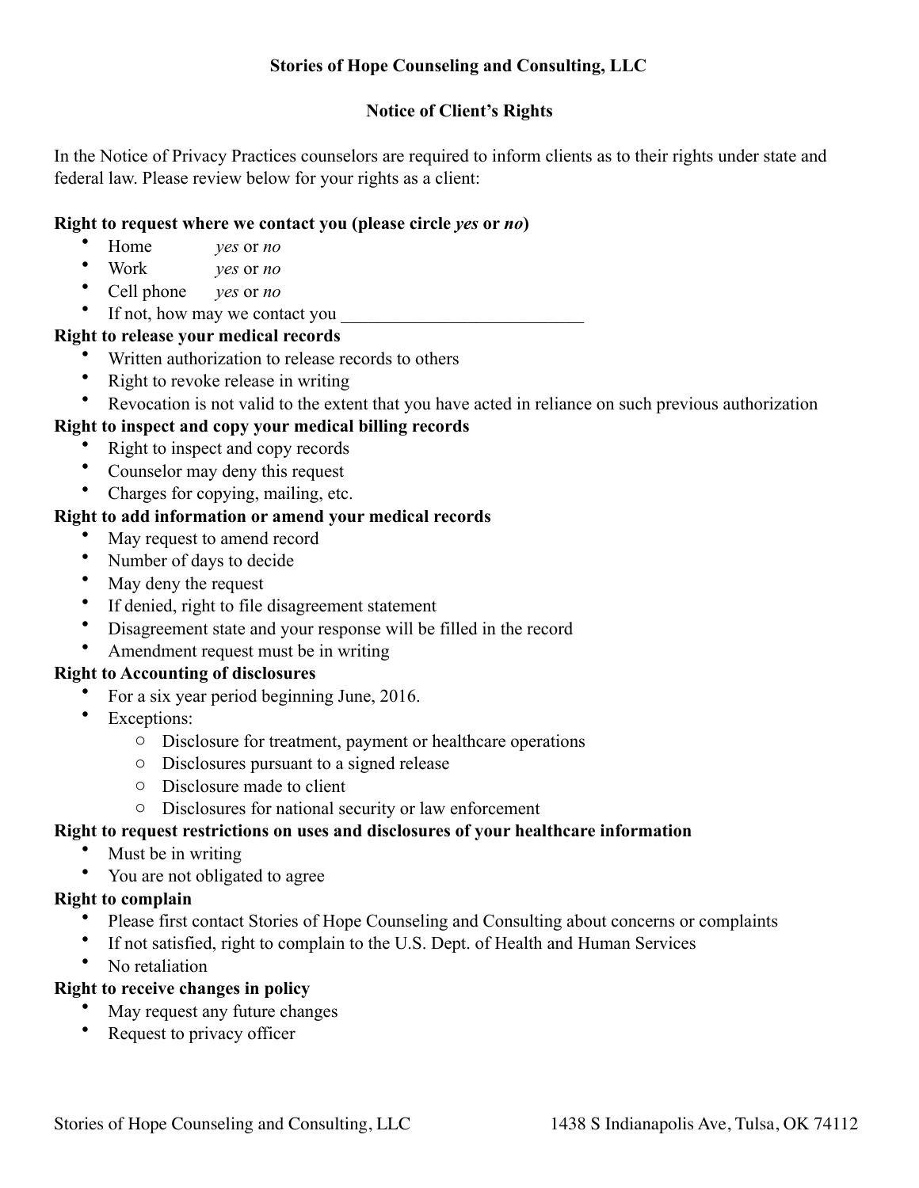**Stories of Hope Counseling and Consulting, LLC**

**Notice of Client's Rights**

In the Notice of Privacy Practices counselors are required to inform clients as to their rights under state and federal law. Please review below for your rights as a client:

**Right to request where we contact you (please circle *yes* or *no*)**

- Home *yes* or *no*
- Work *yes* or *no*
- Cell phone *yes* or *no*
- If not, how may we contact you ___________________________

**Right to release your medical records**

- Written authorization to release records to others
- Right to revoke release in writing
- Revocation is not valid to the extent that you have acted in reliance on such previous authorization

**Right to inspect and copy your medical billing records**

- Right to inspect and copy records
- Counselor may deny this request
- Charges for copying, mailing, etc.

**Right to add information or amend your medical records**

- May request to amend record
- Number of days to decide
- May deny the request
- If denied, right to file disagreement statement
- Disagreement state and your response will be filled in the record
- Amendment request must be in writing

**Right to Accounting of disclosures**

- For a six year period beginning June, 2016.
- Exceptions:
  - Disclosure for treatment, payment or healthcare operations
  - Disclosures pursuant to a signed release
  - Disclosure made to client
  - Disclosures for national security or law enforcement

**Right to request restrictions on uses and disclosures of your healthcare information**

- Must be in writing
- You are not obligated to agree

**Right to complain**

- Please first contact Stories of Hope Counseling and Consulting about concerns or complaints
- If not satisfied, right to complain to the U.S. Dept. of Health and Human Services
- No retaliation

**Right to receive changes in policy**

- May request any future changes
- Request to privacy officer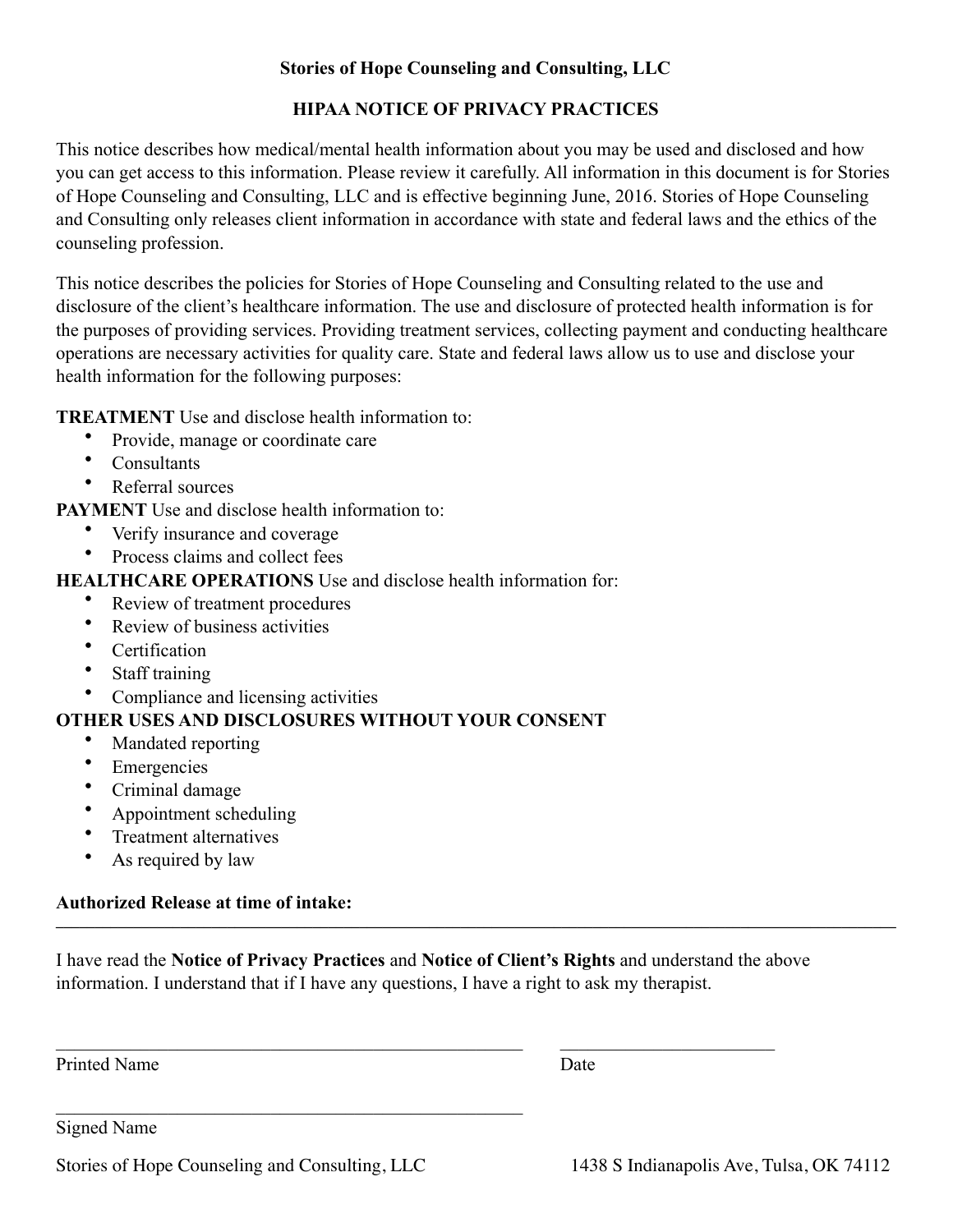**Stories of Hope Counseling and Consulting, LLC**

**HIPAA NOTICE OF PRIVACY PRACTICES**

This notice describes how medical/mental health information about you may be used and disclosed and how you can get access to this information. Please review it carefully. All information in this document is for Stories of Hope Counseling and Consulting, LLC and is effective beginning June, 2016. Stories of Hope Counseling and Consulting only releases client information in accordance with state and federal laws and the ethics of the counseling profession.

This notice describes the policies for Stories of Hope Counseling and Consulting related to the use and disclosure of the client's healthcare information. The use and disclosure of protected health information is for the purposes of providing services. Providing treatment services, collecting payment and conducting healthcare operations are necessary activities for quality care. State and federal laws allow us to use and disclose your health information for the following purposes:

**TREATMENT** Use and disclose health information to:

- Provide, manage or coordinate care
- Consultants
- Referral sources

**PAYMENT** Use and disclose health information to:

- Verify insurance and coverage
- Process claims and collect fees

**HEALTHCARE OPERATIONS** Use and disclose health information for:

- Review of treatment procedures
- Review of business activities
- Certification
- Staff training
- Compliance and licensing activities

**OTHER USES AND DISCLOSURES WITHOUT YOUR CONSENT**

- Mandated reporting
- Emergencies
- Criminal damage
- Appointment scheduling
- Treatment alternatives
- As required by law

**Authorized Release at time of intake:**

---

I have read the **Notice of Privacy Practices** and **Notice of Client's Rights** and understand the above information. I understand that if I have any questions, I have a right to ask my therapist.

\_\_\_\_\_\_\_\_\_\_\_\_\_\_\_\_\_\_\_\_\_\_\_\_\_\_\_\_\_\_\_\_\_\_\_\_\_\_\_\_\_\_\_\_\_\_\_\_ \_\_\_\_\_\_\_\_\_\_\_\_\_\_\_\_\_\_\_\_\_\_\_\_

Printed Name Date

\_\_\_\_\_\_\_\_\_\_\_\_\_\_\_\_\_\_\_\_\_\_\_\_\_\_\_\_\_\_\_\_\_\_\_\_\_\_\_\_\_\_\_\_\_\_\_\_

Signed Name

Stories of Hope Counseling and Consulting, LLC 1438 S Indianapolis Ave, Tulsa, OK 74112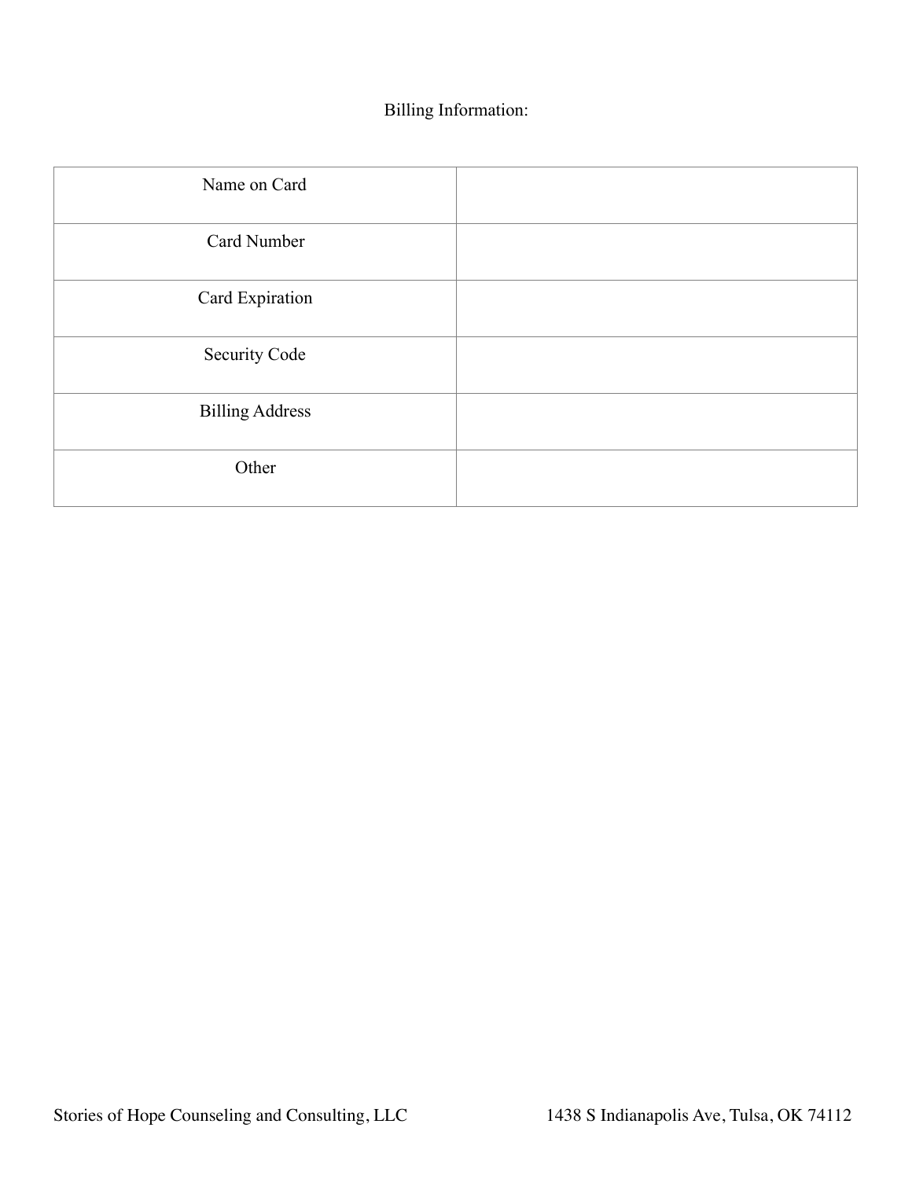Billing Information:

| | |
|---|---|
| Name on Card | |
| Card Number | |
| Card Expiration | |
| Security Code | |
| Billing Address | |
| Other | |